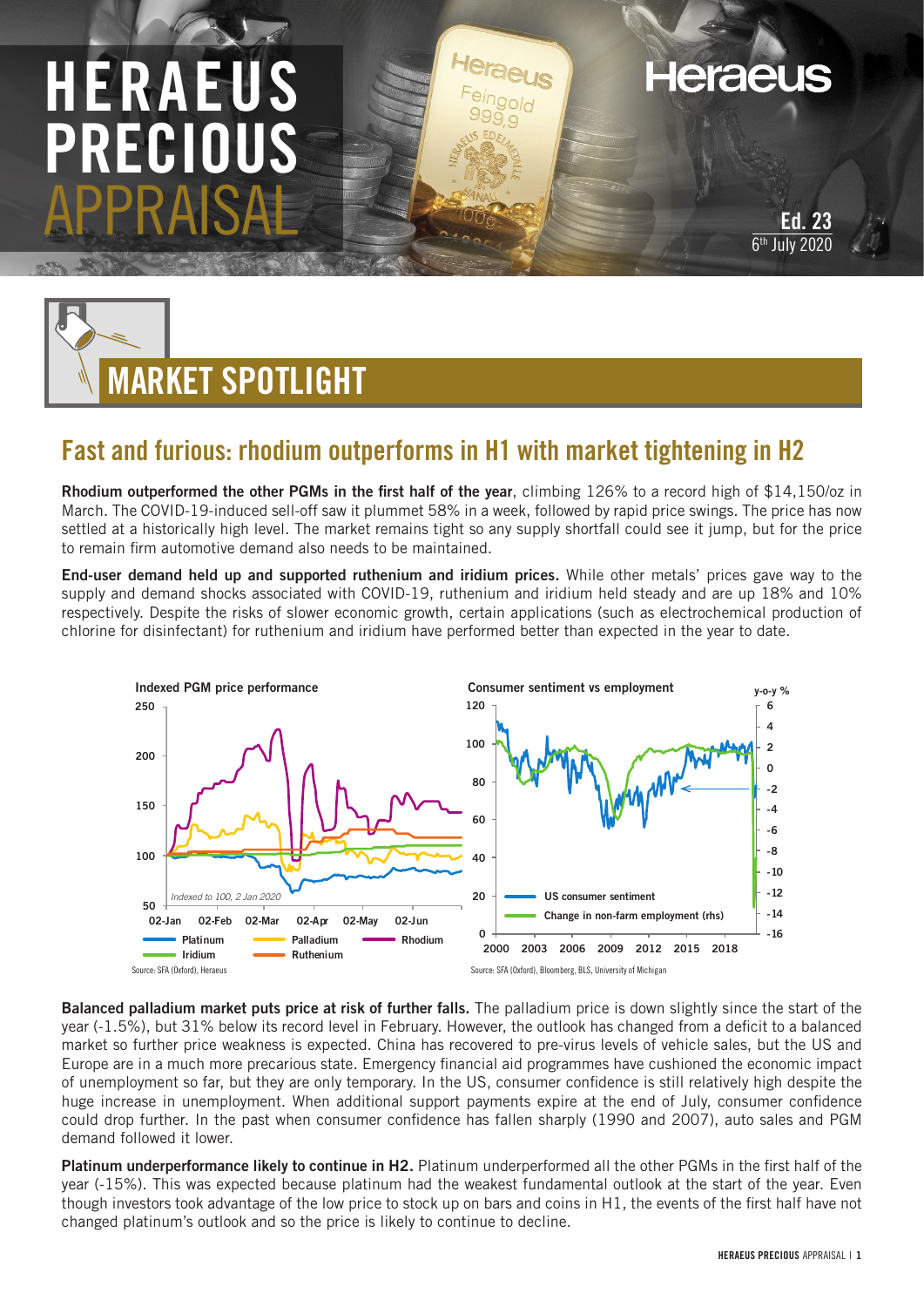# HERAEUS PRECIOUS APPRAISAL

Ed. 23
6th July 2020

## MARKET SPOTLIGHT

### Fast and furious: rhodium outperforms in H1 with market tightening in H2

**Rhodium outperformed the other PGMs in the first half of the year**, climbing 126% to a record high of $14,150/oz in March. The COVID-19-induced sell-off saw it plummet 58% in a week, followed by rapid price swings. The price has now settled at a historically high level. The market remains tight so any supply shortfall could see it jump, but for the price to remain firm automotive demand also needs to be maintained.

**End-user demand held up and supported ruthenium and iridium prices.** While other metals' prices gave way to the supply and demand shocks associated with COVID-19, ruthenium and iridium held steady and are up 18% and 10% respectively. Despite the risks of slower economic growth, certain applications (such as electrochemical production of chlorine for disinfectant) for ruthenium and iridium have performed better than expected in the year to date.

Indexed PGM price performance

Source: SFA (Oxford), Heraeus

Consumer sentiment vs employment

Source: SFA (Oxford), Bloomberg, BLS, University of Michigan

**Balanced palladium market puts price at risk of further falls.** The palladium price is down slightly since the start of the year (-1.5%), but 31% below its record level in February. However, the outlook has changed from a deficit to a balanced market so further price weakness is expected. China has recovered to pre-virus levels of vehicle sales, but the US and Europe are in a much more precarious state. Emergency financial aid programmes have cushioned the economic impact of unemployment so far, but they are only temporary. In the US, consumer confidence is still relatively high despite the huge increase in unemployment. When additional support payments expire at the end of July, consumer confidence could drop further. In the past when consumer confidence has fallen sharply (1990 and 2007), auto sales and PGM demand followed it lower.

**Platinum underperformance likely to continue in H2.** Platinum underperformed all the other PGMs in the first half of the year (-15%). This was expected because platinum had the weakest fundamental outlook at the start of the year. Even though investors took advantage of the low price to stock up on bars and coins in H1, the events of the first half have not changed platinum's outlook and so the price is likely to continue to decline.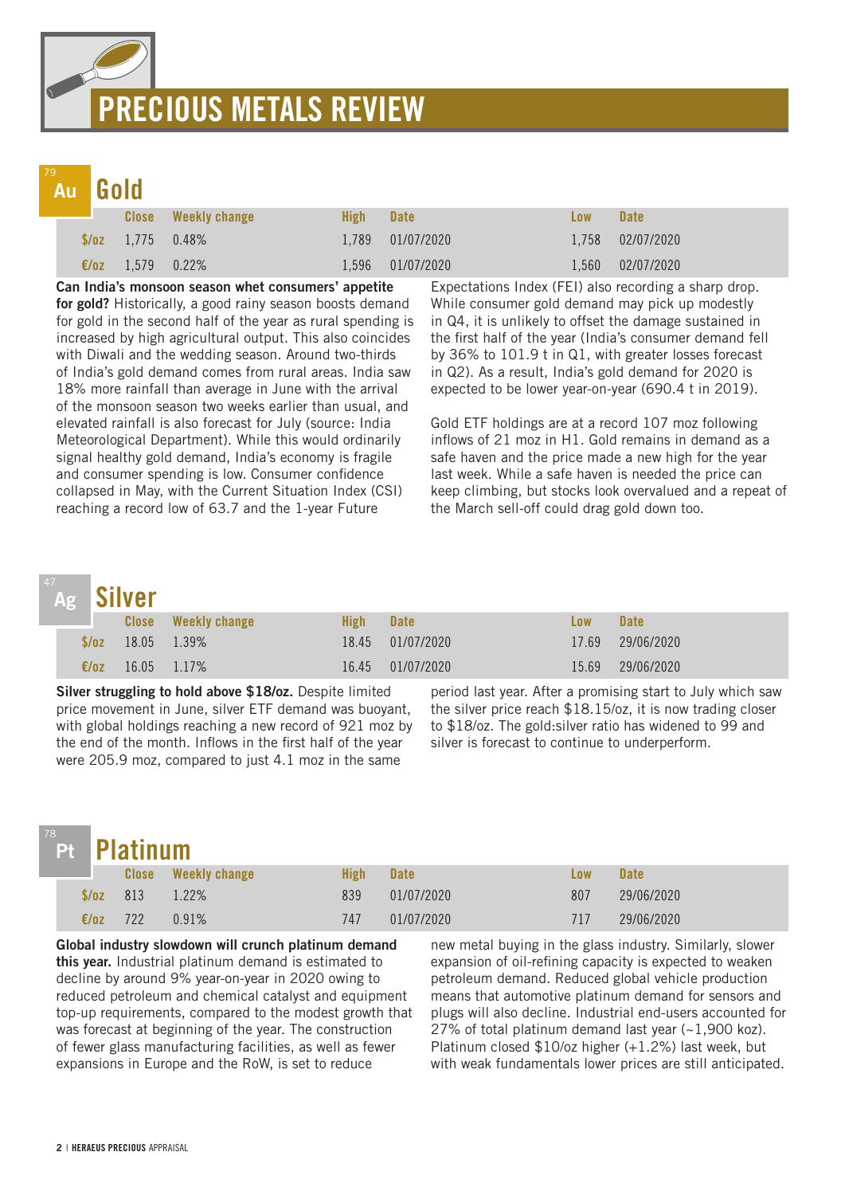# PRECIOUS METALS REVIEW

## 79 Au Gold

| | Close | Weekly change | High | Date | Low | Date |
|---|---|---|---|---|---|---|
| $/oz | 1,775 | 0.48% | 1,789 | 01/07/2020 | 1,758 | 02/07/2020 |
| €/oz | 1,579 | 0.22% | 1,596 | 01/07/2020 | 1,560 | 02/07/2020 |

**Can India's monsoon season whet consumers' appetite for gold?** Historically, a good rainy season boosts demand for gold in the second half of the year as rural spending is increased by high agricultural output. This also coincides with Diwali and the wedding season. Around two-thirds of India's gold demand comes from rural areas. India saw 18% more rainfall than average in June with the arrival of the monsoon season two weeks earlier than usual, and elevated rainfall is also forecast for July (source: India Meteorological Department). While this would ordinarily signal healthy gold demand, India's economy is fragile and consumer spending is low. Consumer confidence collapsed in May, with the Current Situation Index (CSI) reaching a record low of 63.7 and the 1-year Future Expectations Index (FEI) also recording a sharp drop. While consumer gold demand may pick up modestly in Q4, it is unlikely to offset the damage sustained in the first half of the year (India's consumer demand fell by 36% to 101.9 t in Q1, with greater losses forecast in Q2). As a result, India's gold demand for 2020 is expected to be lower year-on-year (690.4 t in 2019).

Gold ETF holdings are at a record 107 moz following inflows of 21 moz in H1. Gold remains in demand as a safe haven and the price made a new high for the year last week. While a safe haven is needed the price can keep climbing, but stocks look overvalued and a repeat of the March sell-off could drag gold down too.

## 47 Ag Silver

| | Close | Weekly change | High | Date | Low | Date |
|---|---|---|---|---|---|---|
| $/oz | 18.05 | 1.39% | 18.45 | 01/07/2020 | 17.69 | 29/06/2020 |
| €/oz | 16.05 | 1.17% | 16.45 | 01/07/2020 | 15.69 | 29/06/2020 |

**Silver struggling to hold above $18/oz.** Despite limited price movement in June, silver ETF demand was buoyant, with global holdings reaching a new record of 921 moz by the end of the month. Inflows in the first half of the year were 205.9 moz, compared to just 4.1 moz in the same period last year. After a promising start to July which saw the silver price reach $18.15/oz, it is now trading closer to $18/oz. The gold:silver ratio has widened to 99 and silver is forecast to continue to underperform.

## 78 Pt Platinum

| | Close | Weekly change | High | Date | Low | Date |
|---|---|---|---|---|---|---|
| $/oz | 813 | 1.22% | 839 | 01/07/2020 | 807 | 29/06/2020 |
| €/oz | 722 | 0.91% | 747 | 01/07/2020 | 717 | 29/06/2020 |

**Global industry slowdown will crunch platinum demand this year.** Industrial platinum demand is estimated to decline by around 9% year-on-year in 2020 owing to reduced petroleum and chemical catalyst and equipment top-up requirements, compared to the modest growth that was forecast at beginning of the year. The construction of fewer glass manufacturing facilities, as well as fewer expansions in Europe and the RoW, is set to reduce new metal buying in the glass industry. Similarly, slower expansion of oil-refining capacity is expected to weaken petroleum demand. Reduced global vehicle production means that automotive platinum demand for sensors and plugs will also decline. Industrial end-users accounted for 27% of total platinum demand last year (~1,900 koz). Platinum closed $10/oz higher (+1.2%) last week, but with weak fundamentals lower prices are still anticipated.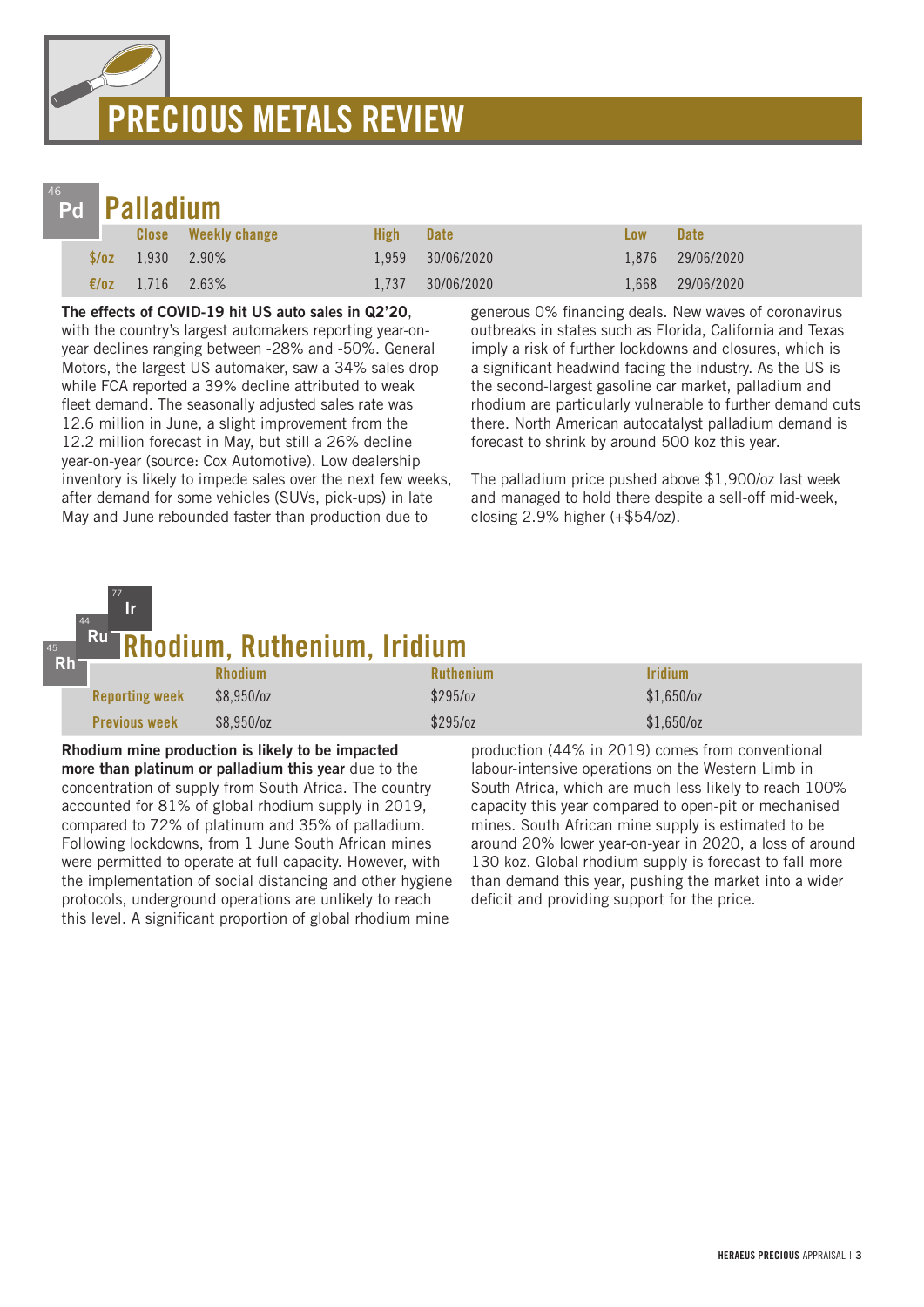# PRECIOUS METALS REVIEW

## Palladium

| | Close | Weekly change | High | Date | Low | Date |
|---|---|---|---|---|---|---|
| $/oz | 1,930 | 2.90% | 1,959 | 30/06/2020 | 1,876 | 29/06/2020 |
| €/oz | 1,716 | 2.63% | 1,737 | 30/06/2020 | 1,668 | 29/06/2020 |

**The effects of COVID-19 hit US auto sales in Q2'20**, with the country's largest automakers reporting year-on-year declines ranging between -28% and -50%. General Motors, the largest US automaker, saw a 34% sales drop while FCA reported a 39% decline attributed to weak fleet demand. The seasonally adjusted sales rate was 12.6 million in June, a slight improvement from the 12.2 million forecast in May, but still a 26% decline year-on-year (source: Cox Automotive). Low dealership inventory is likely to impede sales over the next few weeks, after demand for some vehicles (SUVs, pick-ups) in late May and June rebounded faster than production due to generous 0% financing deals. New waves of coronavirus outbreaks in states such as Florida, California and Texas imply a risk of further lockdowns and closures, which is a significant headwind facing the industry. As the US is the second-largest gasoline car market, palladium and rhodium are particularly vulnerable to further demand cuts there. North American autocatalyst palladium demand is forecast to shrink by around 500 koz this year.

The palladium price pushed above $1,900/oz last week and managed to hold there despite a sell-off mid-week, closing 2.9% higher (+$54/oz).

## Rhodium, Ruthenium, Iridium

| | Rhodium | Ruthenium | Iridium |
|---|---|---|---|
| Reporting week | $8,950/oz | $295/oz | $1,650/oz |
| Previous week | $8,950/oz | $295/oz | $1,650/oz |

**Rhodium mine production is likely to be impacted more than platinum or palladium this year** due to the concentration of supply from South Africa. The country accounted for 81% of global rhodium supply in 2019, compared to 72% of platinum and 35% of palladium. Following lockdowns, from 1 June South African mines were permitted to operate at full capacity. However, with the implementation of social distancing and other hygiene protocols, underground operations are unlikely to reach this level. A significant proportion of global rhodium mine production (44% in 2019) comes from conventional labour-intensive operations on the Western Limb in South Africa, which are much less likely to reach 100% capacity this year compared to open-pit or mechanised mines. South African mine supply is estimated to be around 20% lower year-on-year in 2020, a loss of around 130 koz. Global rhodium supply is forecast to fall more than demand this year, pushing the market into a wider deficit and providing support for the price.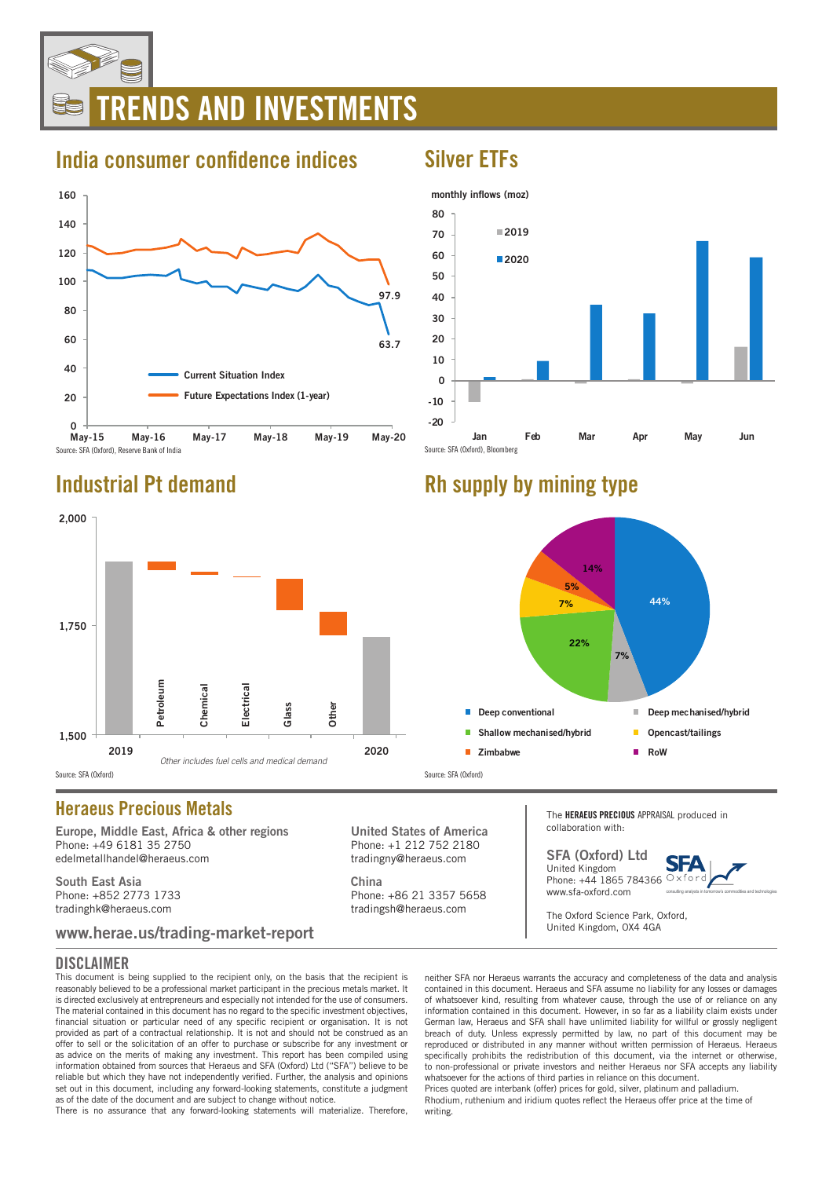# TRENDS AND INVESTMENTS

## India consumer confidence indices

160
140
120
100
80
60
40
20
0

May-15 May-16 May-17 May-18 May-19 May-20

Current Situation Index

Future Expectations Index (1-year)

97.9

63.7

Source: SFA (Oxford), Reserve Bank of India

## Silver ETFs

monthly inflows (moz)

80
70
60
50
40
30
20
10
0
-10
-20

2019

2020

Jan Feb Mar Apr May Jun

Source: SFA (Oxford), Bloomberg

## Industrial Pt demand

2,000
1,750
1,500

2019

Petroleum

Chemical

Electrical

Glass

Other

2020

*Other includes fuel cells and medical demand*

Source: SFA (Oxford)

## Rh supply by mining type

44%
7%
22%
7%
5%
14%

Deep conventional

Deep mechanised/hybrid

Shallow mechanised/hybrid

Opencast/tailings

Zimbabwe

RoW

Source: SFA (Oxford)

## Heraeus Precious Metals

**Europe, Middle East, Africa & other regions**
Phone: +49 6181 35 2750
edelmetallhandel@heraeus.com

**South East Asia**
Phone: +852 2773 1733
tradinghk@heraeus.com

**United States of America**
Phone: +1 212 752 2180
tradingny@heraeus.com

**China**
Phone: +86 21 3357 5658
tradingsh@heraeus.com

**www.herae.us/trading-market-report**

The **HERAEUS PRECIOUS** APPRAISAL produced in collaboration with:

**SFA (Oxford) Ltd**
United Kingdom
Phone: +44 1865 784366
www.sfa-oxford.com

The Oxford Science Park, Oxford,
United Kingdom, OX4 4GA

## DISCLAIMER

This document is being supplied to the recipient only, on the basis that the recipient is reasonably believed to be a professional market participant in the precious metals market. It is directed exclusively at entrepreneurs and especially not intended for the use of consumers. The material contained in this document has no regard to the specific investment objectives, financial situation or particular need of any specific recipient or organisation. It is not provided as part of a contractual relationship. It is not and should not be construed as an offer to sell or the solicitation of an offer to purchase or subscribe for any investment or as advice on the merits of making any investment. This report has been compiled using information obtained from sources that Heraeus and SFA (Oxford) Ltd ("SFA") believe to be reliable but which they have not independently verified. Further, the analysis and opinions set out in this document, including any forward-looking statements, constitute a judgment as of the date of the document and are subject to change without notice.
There is no assurance that any forward-looking statements will materialize. Therefore, neither SFA nor Heraeus warrants the accuracy and completeness of the data and analysis contained in this document. Heraeus and SFA assume no liability for any losses or damages of whatsoever kind, resulting from whatever cause, through the use of or reliance on any information contained in this document. However, in so far as a liability claim exists under German law, Heraeus and SFA shall have unlimited liability for willful or grossly negligent breach of duty. Unless expressly permitted by law, no part of this document may be reproduced or distributed in any manner without written permission of Heraeus. Heraeus specifically prohibits the redistribution of this document, via the internet or otherwise, to non-professional or private investors and neither Heraeus nor SFA accepts any liability whatsoever for the actions of third parties in reliance on this document.
Prices quoted are interbank (offer) prices for gold, silver, platinum and palladium.
Rhodium, ruthenium and iridium quotes reflect the Heraeus offer price at the time of writing.